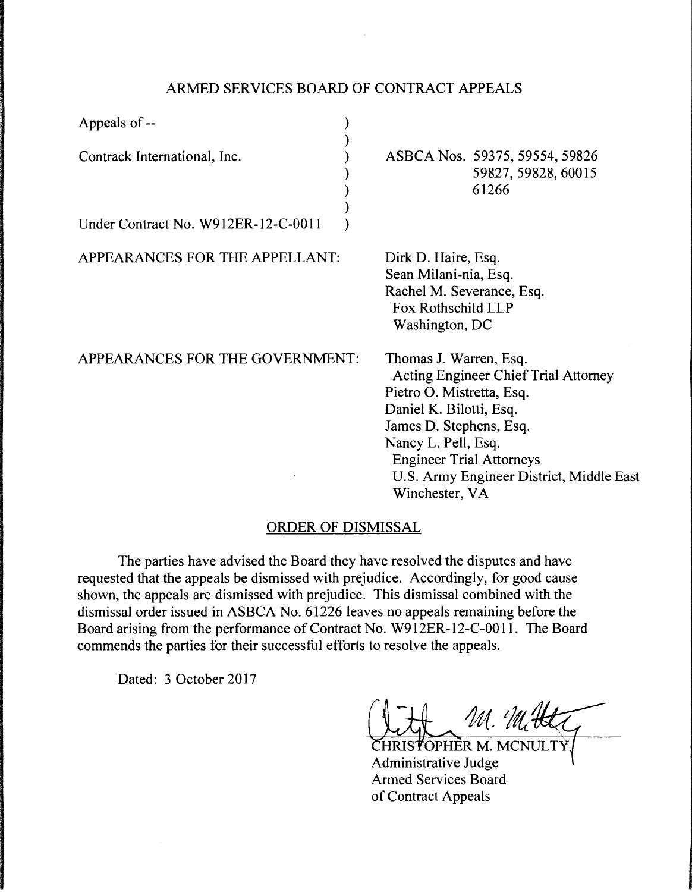ARMED SERVICES BOARD OF CONTRACT APPEALS

| | |
|---|---|
| Appeals of -- | |
| Contrack International, Inc. | ASBCA Nos. 59375, 59554, 59826, 59827, 59828, 60015, 61266 |
| Under Contract No. W912ER-12-C-0011 | |

APPEARANCES FOR THE APPELLANT:

Dirk D. Haire, Esq.
Sean Milani-nia, Esq.
Rachel M. Severance, Esq.
Fox Rothschild LLP
Washington, DC

APPEARANCES FOR THE GOVERNMENT:

Thomas J. Warren, Esq.
Acting Engineer Chief Trial Attorney
Pietro O. Mistretta, Esq.
Daniel K. Bilotti, Esq.
James D. Stephens, Esq.
Nancy L. Pell, Esq.
Engineer Trial Attorneys
U.S. Army Engineer District, Middle East
Winchester, VA

## ORDER OF DISMISSAL

The parties have advised the Board they have resolved the disputes and have requested that the appeals be dismissed with prejudice. Accordingly, for good cause shown, the appeals are dismissed with prejudice. This dismissal combined with the dismissal order issued in ASBCA No. 61226 leaves no appeals remaining before the Board arising from the performance of Contract No. W912ER-12-C-0011. The Board commends the parties for their successful efforts to resolve the appeals.

Dated: 3 October 2017

CHRISTOPHER M. MCNULTY
Administrative Judge
Armed Services Board
of Contract Appeals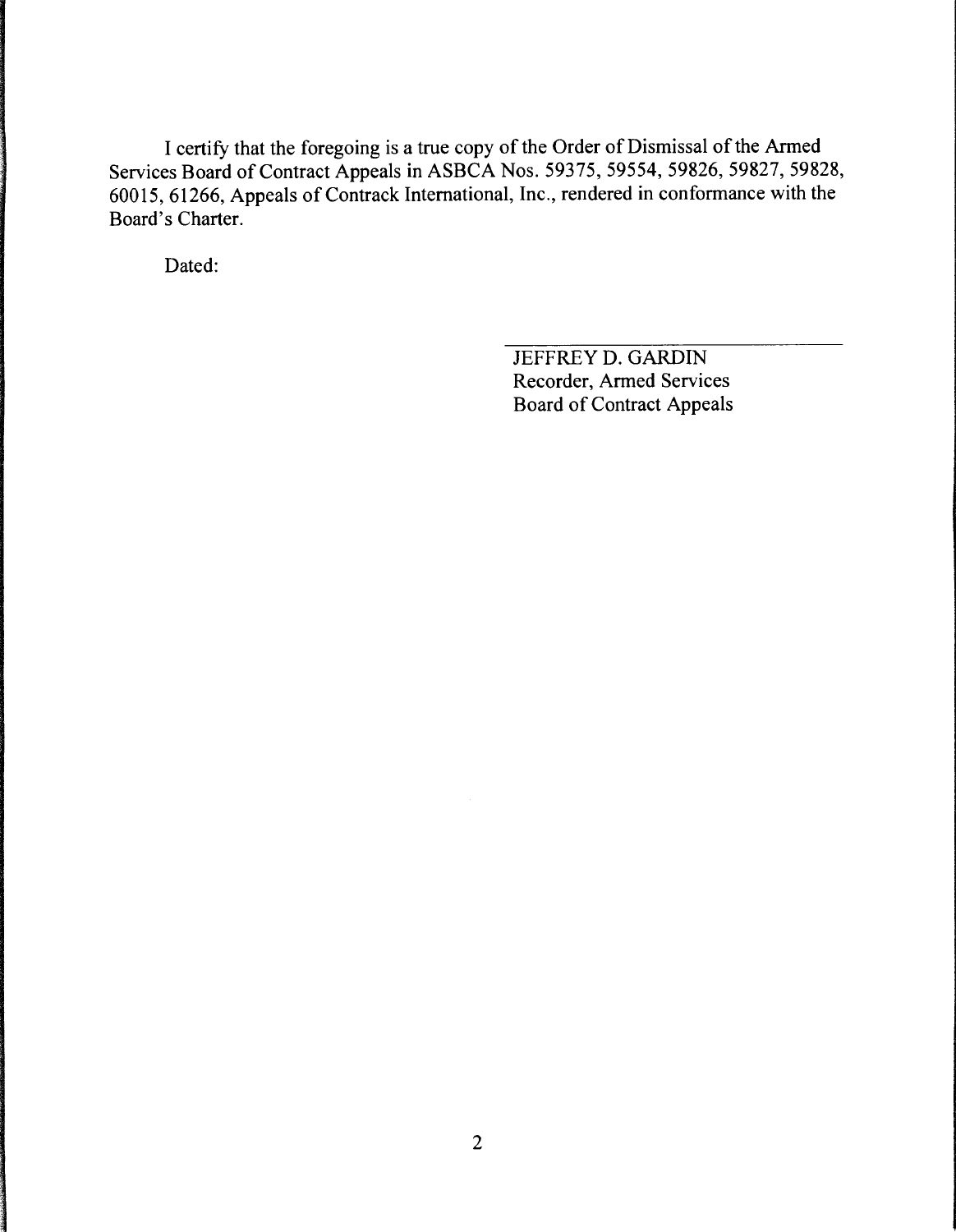I certify that the foregoing is a true copy of the Order of Dismissal of the Armed Services Board of Contract Appeals in ASBCA Nos. 59375, 59554, 59826, 59827, 59828, 60015, 61266, Appeals of Contrack International, Inc., rendered in conformance with the Board's Charter.

Dated:

JEFFREY D. GARDIN
Recorder, Armed Services
Board of Contract Appeals